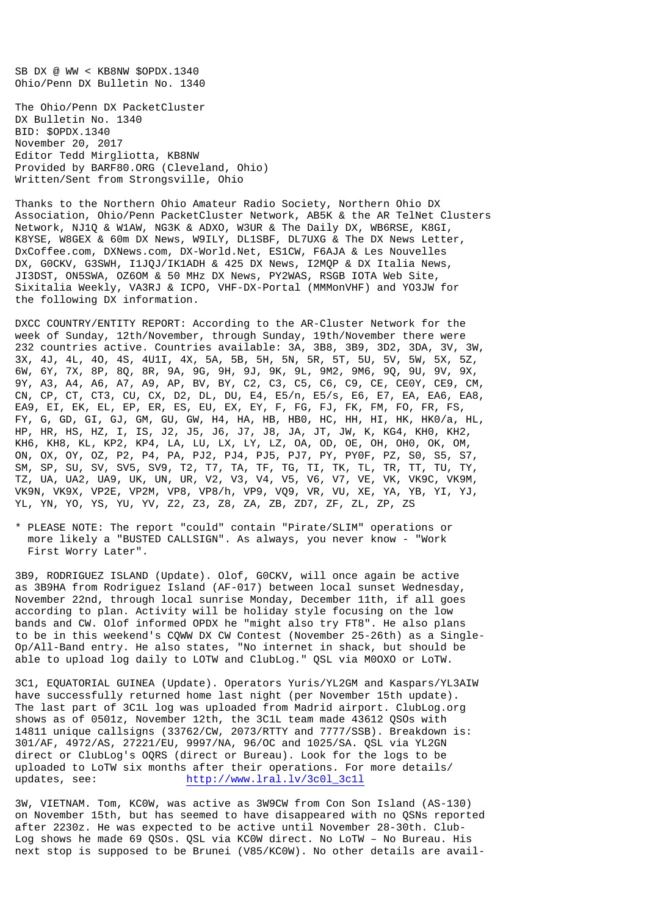SB DX @ WW < KB8NW $OPDX.1340
Ohio/Penn DX Bulletin No. 1340

The Ohio/Penn DX PacketCluster
DX Bulletin No. 1340
BID: $OPDX.1340
November 20, 2017
Editor Tedd Mirgliotta, KB8NW
Provided by BARF80.ORG (Cleveland, Ohio)
Written/Sent from Strongsville, Ohio

Thanks to the Northern Ohio Amateur Radio Society, Northern Ohio DX Association, Ohio/Penn PacketCluster Network, AB5K & the AR TelNet Clusters Network, NJ1Q & W1AW, NG3K & ADXO, W3UR & The Daily DX, WB6RSE, K8GI, K8YSE, W8GEX & 60m DX News, W9ILY, DL1SBF, DL7UXG & The DX News Letter, DxCoffee.com, DXNews.com, DX-World.Net, ES1CW, F6AJA & Les Nouvelles DX, G0CKV, G3SWH, I1JQJ/IK1ADH & 425 DX News, I2MQP & DX Italia News, JI3DST, ON5SWA, OZ6OM & 50 MHz DX News, PY2WAS, RSGB IOTA Web Site, Sixitalia Weekly, VA3RJ & ICPO, VHF-DX-Portal (MMMonVHF) and YO3JW for the following DX information.

DXCC COUNTRY/ENTITY REPORT: According to the AR-Cluster Network for the week of Sunday, 12th/November, through Sunday, 19th/November there were 232 countries active. Countries available: 3A, 3B8, 3B9, 3D2, 3DA, 3V, 3W, 3X, 4J, 4L, 4O, 4S, 4U1I, 4X, 5A, 5B, 5H, 5N, 5R, 5T, 5U, 5V, 5W, 5X, 5Z, 6W, 6Y, 7X, 8P, 8Q, 8R, 9A, 9G, 9H, 9J, 9K, 9L, 9M2, 9M6, 9Q, 9U, 9V, 9X, 9Y, A3, A4, A6, A7, A9, AP, BV, BY, C2, C3, C5, C6, C9, CE, CE0Y, CE9, CM, CN, CP, CT, CT3, CU, CX, D2, DL, DU, E4, E5/n, E5/s, E6, E7, EA, EA6, EA8, EA9, EI, EK, EL, EP, ER, ES, EU, EX, EY, F, FG, FJ, FK, FM, FO, FR, FS, FY, G, GD, GI, GJ, GM, GU, GW, H4, HA, HB, HB0, HC, HH, HI, HK, HK0/a, HL, HP, HR, HS, HZ, I, IS, J2, J5, J6, J7, J8, JA, JT, JW, K, KG4, KH0, KH2, KH6, KH8, KL, KP2, KP4, LA, LU, LX, LY, LZ, OA, OD, OE, OH, OH0, OK, OM, ON, OX, OY, OZ, P2, P4, PA, PJ2, PJ4, PJ5, PJ7, PY, PY0F, PZ, S0, S5, S7, SM, SP, SU, SV, SV5, SV9, T2, T7, TA, TF, TG, TI, TK, TL, TR, TT, TU, TY, TZ, UA, UA2, UA9, UK, UN, UR, V2, V3, V4, V5, V6, V7, VE, VK, VK9C, VK9M, VK9N, VK9X, VP2E, VP2M, VP8, VP8/h, VP9, VQ9, VR, VU, XE, YA, YB, YI, YJ, YL, YN, YO, YS, YU, YV, Z2, Z3, Z8, ZA, ZB, ZD7, ZF, ZL, ZP, ZS

* PLEASE NOTE: The report "could" contain "Pirate/SLIM" operations or more likely a "BUSTED CALLSIGN". As always, you never know - "Work First Worry Later".

3B9, RODRIGUEZ ISLAND (Update). Olof, G0CKV, will once again be active as 3B9HA from Rodriguez Island (AF-017) between local sunset Wednesday, November 22nd, through local sunrise Monday, December 11th, if all goes according to plan. Activity will be holiday style focusing on the low bands and CW. Olof informed OPDX he "might also try FT8". He also plans to be in this weekend's CQWW DX CW Contest (November 25-26th) as a Single-Op/All-Band entry. He also states, "No internet in shack, but should be able to upload log daily to LOTW and ClubLog." QSL via M0OXO or LoTW.

3C1, EQUATORIAL GUINEA (Update). Operators Yuris/YL2GM and Kaspars/YL3AIW have successfully returned home last night (per November 15th update). The last part of 3C1L log was uploaded from Madrid airport. ClubLog.org shows as of 0501z, November 12th, the 3C1L team made 43612 QSOs with 14811 unique callsigns (33762/CW, 2073/RTTY and 7777/SSB). Breakdown is: 301/AF, 4972/AS, 27221/EU, 9997/NA, 96/OC and 1025/SA. QSL via YL2GN direct or ClubLog's OQRS (direct or Bureau). Look for the logs to be uploaded to LoTW six months after their operations. For more details/ updates, see: http://www.lral.lv/3c0l_3c1l

3W, VIETNAM. Tom, KC0W, was active as 3W9CW from Con Son Island (AS-130) on November 15th, but has seemed to have disappeared with no QSNs reported after 2230z. He was expected to be active until November 28-30th. Club-Log shows he made 69 QSOs. QSL via KC0W direct. No LoTW – No Bureau. His next stop is supposed to be Brunei (V85/KC0W). No other details are avail-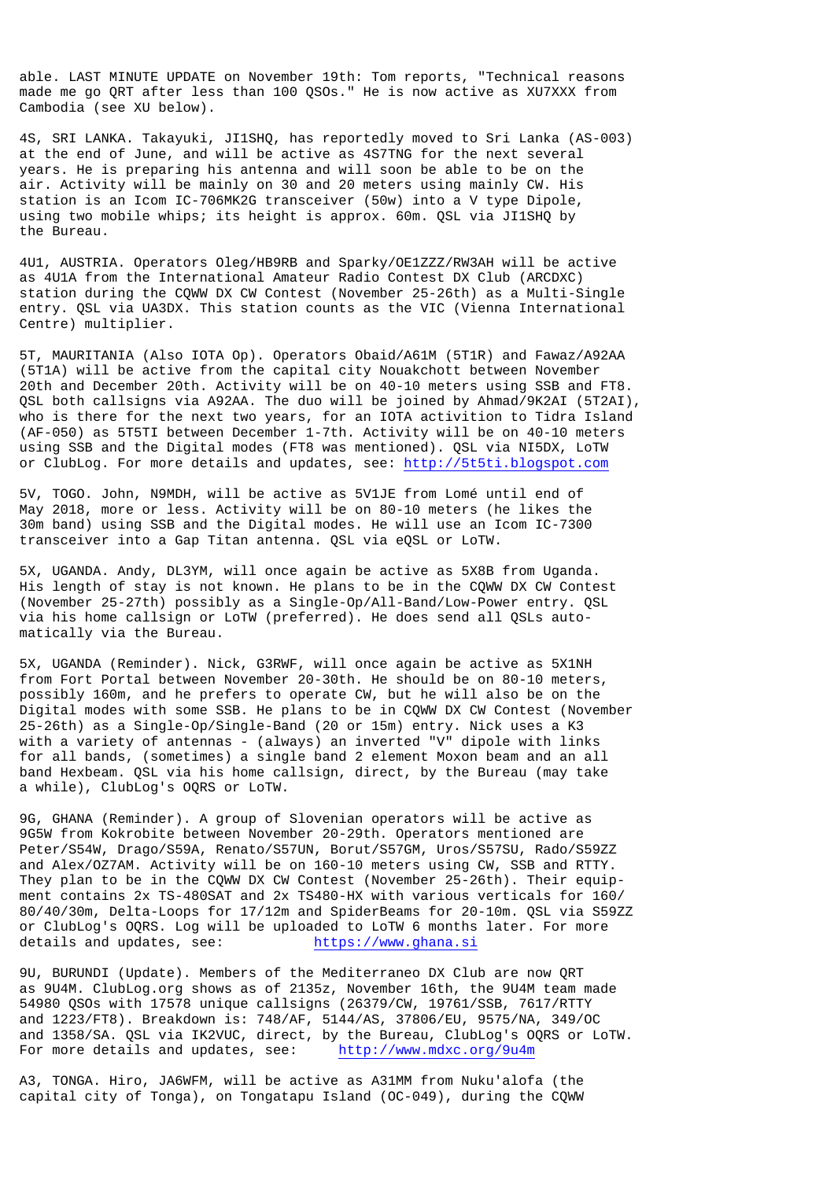able. LAST MINUTE UPDATE on November 19th: Tom reports, "Technical reasons made me go QRT after less than 100 QSOs." He is now active as XU7XXX from Cambodia (see XU below).

4S, SRI LANKA. Takayuki, JI1SHQ, has reportedly moved to Sri Lanka (AS-003) at the end of June, and will be active as 4S7TNG for the next several years. He is preparing his antenna and will soon be able to be on the air. Activity will be mainly on 30 and 20 meters using mainly CW. His station is an Icom IC-706MK2G transceiver (50w) into a V type Dipole, using two mobile whips; its height is approx. 60m. QSL via JI1SHQ by the Bureau.

4U1, AUSTRIA. Operators Oleg/HB9RB and Sparky/OE1ZZZ/RW3AH will be active as 4U1A from the International Amateur Radio Contest DX Club (ARCDXC) station during the CQWW DX CW Contest (November 25-26th) as a Multi-Single entry. QSL via UA3DX. This station counts as the VIC (Vienna International Centre) multiplier.

5T, MAURITANIA (Also IOTA Op). Operators Obaid/A61M (5T1R) and Fawaz/A92AA (5T1A) will be active from the capital city Nouakchott between November 20th and December 20th. Activity will be on 40-10 meters using SSB and FT8. QSL both callsigns via A92AA. The duo will be joined by Ahmad/9K2AI (5T2AI), who is there for the next two years, for an IOTA activition to Tidra Island (AF-050) as 5T5TI between December 1-7th. Activity will be on 40-10 meters using SSB and the Digital modes (FT8 was mentioned). QSL via NI5DX, LoTW or ClubLog. For more details and updates, see: http://5t5ti.blogspot.com

5V, TOGO. John, N9MDH, will be active as 5V1JE from Lomé until end of May 2018, more or less. Activity will be on 80-10 meters (he likes the 30m band) using SSB and the Digital modes. He will use an Icom IC-7300 transceiver into a Gap Titan antenna. QSL via eQSL or LoTW.

5X, UGANDA. Andy, DL3YM, will once again be active as 5X8B from Uganda. His length of stay is not known. He plans to be in the CQWW DX CW Contest (November 25-27th) possibly as a Single-Op/All-Band/Low-Power entry. QSL via his home callsign or LoTW (preferred). He does send all QSLs automatically via the Bureau.

5X, UGANDA (Reminder). Nick, G3RWF, will once again be active as 5X1NH from Fort Portal between November 20-30th. He should be on 80-10 meters, possibly 160m, and he prefers to operate CW, but he will also be on the Digital modes with some SSB. He plans to be in CQWW DX CW Contest (November 25-26th) as a Single-Op/Single-Band (20 or 15m) entry. Nick uses a K3 with a variety of antennas - (always) an inverted "V" dipole with links for all bands, (sometimes) a single band 2 element Moxon beam and an all band Hexbeam. QSL via his home callsign, direct, by the Bureau (may take a while), ClubLog's OQRS or LoTW.

9G, GHANA (Reminder). A group of Slovenian operators will be active as 9G5W from Kokrobite between November 20-29th. Operators mentioned are Peter/S54W, Drago/S59A, Renato/S57UN, Borut/S57GM, Uros/S57SU, Rado/S59ZZ and Alex/OZ7AM. Activity will be on 160-10 meters using CW, SSB and RTTY. They plan to be in the CQWW DX CW Contest (November 25-26th). Their equipment contains 2x TS-480SAT and 2x TS480-HX with various verticals for 160/80/40/30m, Delta-Loops for 17/12m and SpiderBeams for 20-10m. QSL via S59ZZ or ClubLog's OQRS. Log will be uploaded to LoTW 6 months later. For more details and updates, see: https://www.ghana.si

9U, BURUNDI (Update). Members of the Mediterraneo DX Club are now QRT as 9U4M. ClubLog.org shows as of 2135z, November 16th, the 9U4M team made 54980 QSOs with 17578 unique callsigns (26379/CW, 19761/SSB, 7617/RTTY and 1223/FT8). Breakdown is: 748/AF, 5144/AS, 37806/EU, 9575/NA, 349/OC and 1358/SA. QSL via IK2VUC, direct, by the Bureau, ClubLog's OQRS or LoTW. For more details and updates, see: http://www.mdxc.org/9u4m

A3, TONGA. Hiro, JA6WFM, will be active as A31MM from Nuku'alofa (the capital city of Tonga), on Tongatapu Island (OC-049), during the CQWW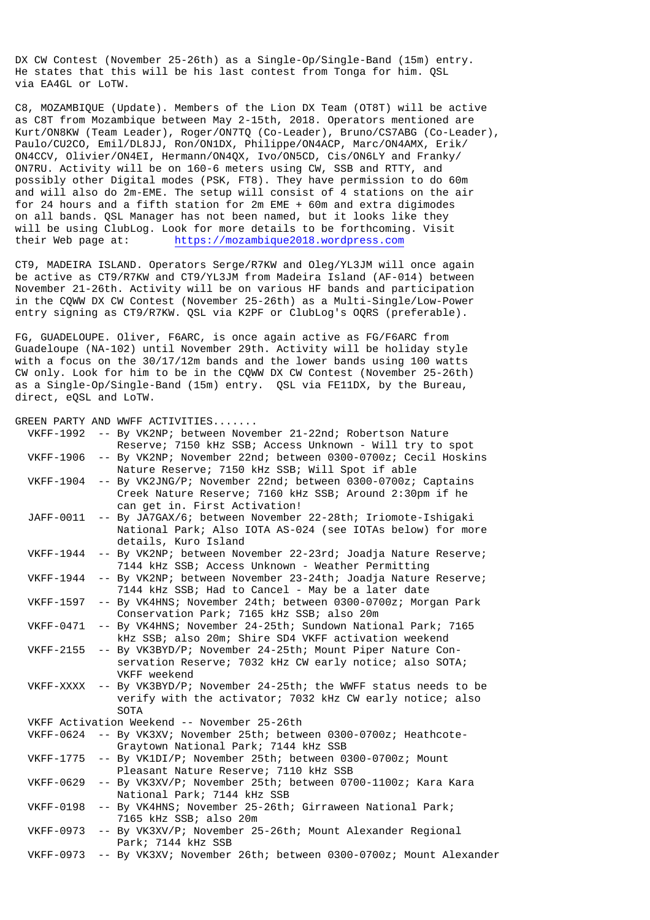DX CW Contest (November 25-26th) as a Single-Op/Single-Band (15m) entry. He states that this will be his last contest from Tonga for him. QSL via EA4GL or LoTW.

C8, MOZAMBIQUE (Update). Members of the Lion DX Team (OT8T) will be active as C8T from Mozambique between May 2-15th, 2018. Operators mentioned are Kurt/ON8KW (Team Leader), Roger/ON7TQ (Co-Leader), Bruno/CS7ABG (Co-Leader), Paulo/CU2CO, Emil/DL8JJ, Ron/ON1DX, Philippe/ON4ACP, Marc/ON4AMX, Erik/ON4CCV, Olivier/ON4EI, Hermann/ON4QX, Ivo/ON5CD, Cis/ON6LY and Franky/ON7RU. Activity will be on 160-6 meters using CW, SSB and RTTY, and possibly other Digital modes (PSK, FT8). They have permission to do 60m and will also do 2m-EME. The setup will consist of 4 stations on the air for 24 hours and a fifth station for 2m EME + 60m and extra digimodes on all bands. QSL Manager has not been named, but it looks like they will be using ClubLog. Look for more details to be forthcoming. Visit their Web page at: https://mozambique2018.wordpress.com

CT9, MADEIRA ISLAND. Operators Serge/R7KW and Oleg/YL3JM will once again be active as CT9/R7KW and CT9/YL3JM from Madeira Island (AF-014) between November 21-26th. Activity will be on various HF bands and participation in the CQWW DX CW Contest (November 25-26th) as a Multi-Single/Low-Power entry signing as CT9/R7KW. QSL via K2PF or ClubLog's OQRS (preferable).

FG, GUADELOUPE. Oliver, F6ARC, is once again active as FG/F6ARC from Guadeloupe (NA-102) until November 29th. Activity will be holiday style with a focus on the 30/17/12m bands and the lower bands using 100 watts CW only. Look for him to be in the CQWW DX CW Contest (November 25-26th) as a Single-Op/Single-Band (15m) entry. QSL via FE11DX, by the Bureau, direct, eQSL and LoTW.

GREEN PARTY AND WWFF ACTIVITIES.......

- VKFF-1992 -- By VK2NP; between November 21-22nd; Robertson Nature Reserve; 7150 kHz SSB; Access Unknown - Will try to spot
- VKFF-1906 -- By VK2NP; November 22nd; between 0300-0700z; Cecil Hoskins Nature Reserve; 7150 kHz SSB; Will Spot if able
- VKFF-1904 -- By VK2JNG/P; November 22nd; between 0300-0700z; Captains Creek Nature Reserve; 7160 kHz SSB; Around 2:30pm if he can get in. First Activation!
- JAFF-0011 -- By JA7GAX/6; between November 22-28th; Iriomote-Ishigaki National Park; Also IOTA AS-024 (see IOTAs below) for more details, Kuro Island
- VKFF-1944 -- By VK2NP; between November 22-23rd; Joadja Nature Reserve; 7144 kHz SSB; Access Unknown - Weather Permitting
- VKFF-1944 -- By VK2NP; between November 23-24th; Joadja Nature Reserve; 7144 kHz SSB; Had to Cancel - May be a later date
- VKFF-1597 -- By VK4HNS; November 24th; between 0300-0700z; Morgan Park Conservation Park; 7165 kHz SSB; also 20m
- VKFF-0471 -- By VK4HNS; November 24-25th; Sundown National Park; 7165 kHz SSB; also 20m; Shire SD4 VKFF activation weekend
- VKFF-2155 -- By VK3BYD/P; November 24-25th; Mount Piper Nature Conservation Reserve; 7032 kHz CW early notice; also SOTA; VKFF weekend
- VKFF-XXXX -- By VK3BYD/P; November 24-25th; the WWFF status needs to be verify with the activator; 7032 kHz CW early notice; also SOTA

VKFF Activation Weekend -- November 25-26th

- VKFF-0624 -- By VK3XV; November 25th; between 0300-0700z; Heathcote-Graytown National Park; 7144 kHz SSB
- VKFF-1775 -- By VK1DI/P; November 25th; between 0300-0700z; Mount Pleasant Nature Reserve; 7110 kHz SSB
- VKFF-0629 -- By VK3XV/P; November 25th; between 0700-1100z; Kara Kara National Park; 7144 kHz SSB
- VKFF-0198 -- By VK4HNS; November 25-26th; Girraween National Park; 7165 kHz SSB; also 20m
- VKFF-0973 -- By VK3XV/P; November 25-26th; Mount Alexander Regional Park; 7144 kHz SSB
- VKFF-0973 -- By VK3XV; November 26th; between 0300-0700z; Mount Alexander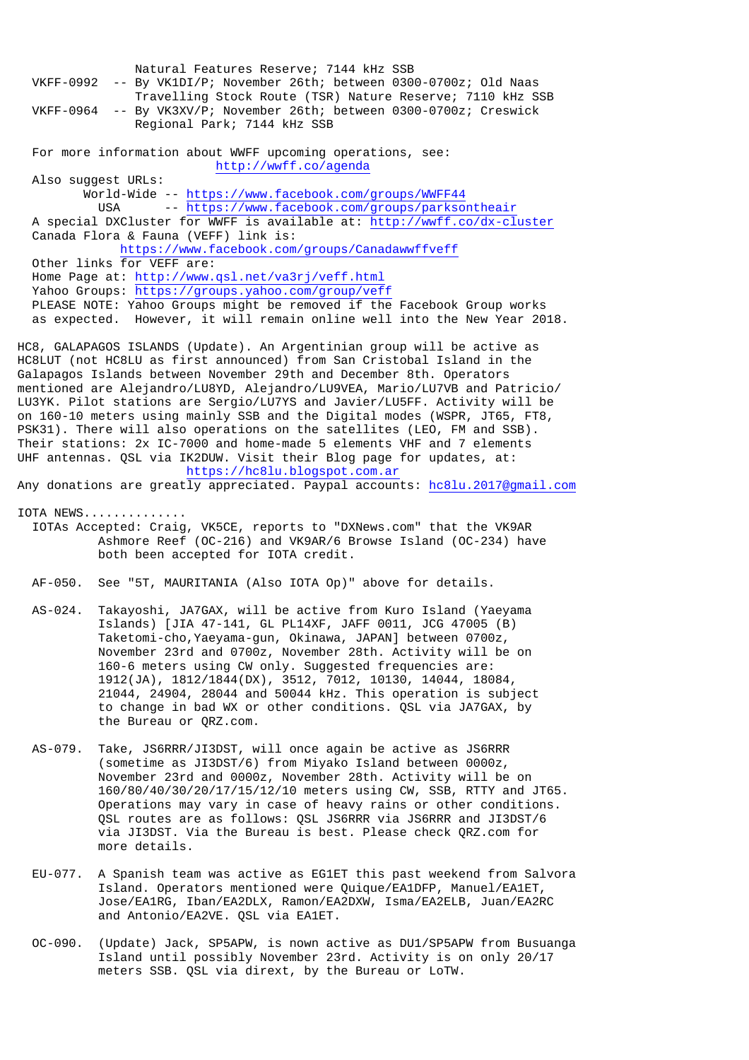Natural Features Reserve; 7144 kHz SSB

VKFF-0992 -- By VK1DI/P; November 26th; between 0300-0700z; Old Naas Travelling Stock Route (TSR) Nature Reserve; 7110 kHz SSB

VKFF-0964 -- By VK3XV/P; November 26th; between 0300-0700z; Creswick Regional Park; 7144 kHz SSB

For more information about WWFF upcoming operations, see:
http://wwff.co/agenda

Also suggest URLs:
World-Wide -- https://www.facebook.com/groups/WWFF44
USA -- https://www.facebook.com/groups/parksontheair

A special DXCluster for WWFF is available at: http://wwff.co/dx-cluster

Canada Flora & Fauna (VEFF) link is:
https://www.facebook.com/groups/Canadawwffveff

Other links for VEFF are:
Home Page at: http://www.qsl.net/va3rj/veff.html
Yahoo Groups: https://groups.yahoo.com/group/veff

PLEASE NOTE: Yahoo Groups might be removed if the Facebook Group works as expected. However, it will remain online well into the New Year 2018.

HC8, GALAPAGOS ISLANDS (Update). An Argentinian group will be active as HC8LUT (not HC8LU as first announced) from San Cristobal Island in the Galapagos Islands between November 29th and December 8th. Operators mentioned are Alejandro/LU8YD, Alejandro/LU9VEA, Mario/LU7VB and Patricio/LU3YK. Pilot stations are Sergio/LU7YS and Javier/LU5FF. Activity will be on 160-10 meters using mainly SSB and the Digital modes (WSPR, JT65, FT8, PSK31). There will also operations on the satellites (LEO, FM and SSB). Their stations: 2x IC-7000 and home-made 5 elements VHF and 7 elements UHF antennas. QSL via IK2DUW. Visit their Blog page for updates, at:
https://hc8lu.blogspot.com.ar

Any donations are greatly appreciated. Paypal accounts: hc8lu.2017@gmail.com

IOTA NEWS..............

IOTAs Accepted: Craig, VK5CE, reports to "DXNews.com" that the VK9AR Ashmore Reef (OC-216) and VK9AR/6 Browse Island (OC-234) have both been accepted for IOTA credit.

AF-050. See "5T, MAURITANIA (Also IOTA Op)" above for details.

AS-024. Takayoshi, JA7GAX, will be active from Kuro Island (Yaeyama Islands) [JIA 47-141, GL PL14XF, JAFF 0011, JCG 47005 (B) Taketomi-cho,Yaeyama-gun, Okinawa, JAPAN] between 0700z, November 23rd and 0700z, November 28th. Activity will be on 160-6 meters using CW only. Suggested frequencies are: 1912(JA), 1812/1844(DX), 3512, 7012, 10130, 14044, 18084, 21044, 24904, 28044 and 50044 kHz. This operation is subject to change in bad WX or other conditions. QSL via JA7GAX, by the Bureau or QRZ.com.

AS-079. Take, JS6RRR/JI3DST, will once again be active as JS6RRR (sometime as JI3DST/6) from Miyako Island between 0000z, November 23rd and 0000z, November 28th. Activity will be on 160/80/40/30/20/17/15/12/10 meters using CW, SSB, RTTY and JT65. Operations may vary in case of heavy rains or other conditions. QSL routes are as follows: QSL JS6RRR via JS6RRR and JI3DST/6 via JI3DST. Via the Bureau is best. Please check QRZ.com for more details.

EU-077. A Spanish team was active as EG1ET this past weekend from Salvora Island. Operators mentioned were Quique/EA1DFP, Manuel/EA1ET, Jose/EA1RG, Iban/EA2DLX, Ramon/EA2DXW, Isma/EA2ELB, Juan/EA2RC and Antonio/EA2VE. QSL via EA1ET.

OC-090. (Update) Jack, SP5APW, is nown active as DU1/SP5APW from Busuanga Island until possibly November 23rd. Activity is on only 20/17 meters SSB. QSL via dirext, by the Bureau or LoTW.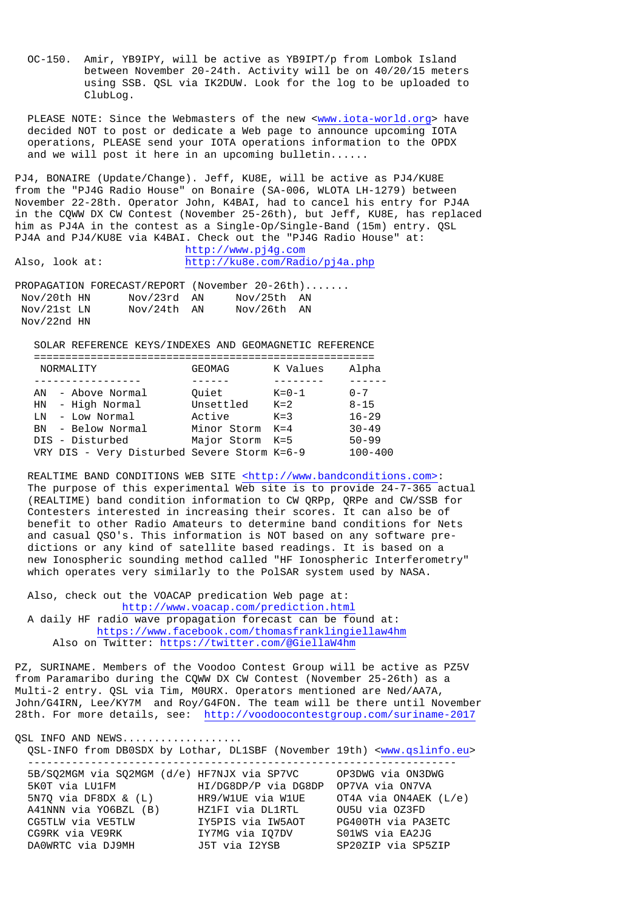OC-150. Amir, YB9IPY, will be active as YB9IPT/p from Lombok Island between November 20-24th. Activity will be on 40/20/15 meters using SSB. QSL via IK2DUW. Look for the log to be uploaded to ClubLog.

PLEASE NOTE: Since the Webmasters of the new <www.iota-world.org> have decided NOT to post or dedicate a Web page to announce upcoming IOTA operations, PLEASE send your IOTA operations information to the OPDX and we will post it here in an upcoming bulletin......

PJ4, BONAIRE (Update/Change). Jeff, KU8E, will be active as PJ4/KU8E from the "PJ4G Radio House" on Bonaire (SA-006, WLOTA LH-1279) between November 22-28th. Operator John, K4BAI, had to cancel his entry for PJ4A in the CQWW DX CW Contest (November 25-26th), but Jeff, KU8E, has replaced him as PJ4A in the contest as a Single-Op/Single-Band (15m) entry. QSL PJ4A and PJ4/KU8E via K4BAI. Check out the "PJ4G Radio House" at:
http://www.pj4g.com
Also, look at: http://ku8e.com/Radio/pj4a.php

PROPAGATION FORECAST/REPORT (November 20-26th).......

| | | |
|---|---|---|
| Nov/20th HN | Nov/23rd AN | Nov/25th AN |
| Nov/21st LN | Nov/24th AN | Nov/26th AN |
| Nov/22nd HN | | |

SOLAR REFERENCE KEYS/INDEXES AND GEOMAGNETIC REFERENCE

| NORMALITY | GEOMAG | K Values | Alpha |
|---|---|---|---|
| AN - Above Normal | Quiet | K=0-1 | 0-7 |
| HN - High Normal | Unsettled | K=2 | 8-15 |
| LN - Low Normal | Active | K=3 | 16-29 |
| BN - Below Normal | Minor Storm | K=4 | 30-49 |
| DIS - Disturbed | Major Storm | K=5 | 50-99 |
| VRY DIS - Very Disturbed | Severe Storm | K=6-9 | 100-400 |

REALTIME BAND CONDITIONS WEB SITE <http://www.bandconditions.com>: The purpose of this experimental Web site is to provide 24-7-365 actual (REALTIME) band condition information to CW QRPp, QRPe and CW/SSB for Contesters interested in increasing their scores. It can also be of benefit to other Radio Amateurs to determine band conditions for Nets and casual QSO's. This information is NOT based on any software pre-dictions or any kind of satellite based readings. It is based on a new Ionospheric sounding method called "HF Ionospheric Interferometry" which operates very similarly to the PolSAR system used by NASA.

Also, check out the VOACAP predication Web page at:
http://www.voacap.com/prediction.html
A daily HF radio wave propagation forecast can be found at:
https://www.facebook.com/thomasfranklingiellaw4hm
Also on Twitter: https://twitter.com/@GiellaW4hm

PZ, SURINAME. Members of the Voodoo Contest Group will be active as PZ5V from Paramaribo during the CQWW DX CW Contest (November 25-26th) as a Multi-2 entry. QSL via Tim, M0URX. Operators mentioned are Ned/AA7A, John/G4IRN, Lee/KY7M and Roy/G4FON. The team will be there until November 28th. For more details, see: http://voodoocontestgroup.com/suriname-2017

QSL INFO AND NEWS..................
QSL-INFO from DB0SDX by Lothar, DL1SBF (November 19th) <www.qslinfo.eu>

| | | |
|---|---|---|
| 5B/SQ2MGM via SQ2MGM (d/e) | HF7NJX via SP7VC | OP3DWG via ON3DWG |
| 5K0T via LU1FM | HI/DG8DP/P via DG8DP | OP7VA via ON7VA |
| 5N7Q via DF8DX & (L) | HR9/W1UE via W1UE | OT4A via ON4AEK (L/e) |
| A41NNN via YO6BZL (B) | HZ1FI via DL1RTL | OU5U via OZ3FD |
| CG5TLW via VE5TLW | IY5PIS via IW5AOT | PG400TH via PA3ETC |
| CG9RK via VE9RK | IY7MG via IQ7DV | S01WS via EA2JG |
| DA0WRTC via DJ9MH | J5T via I2YSB | SP20ZIP via SP5ZIP |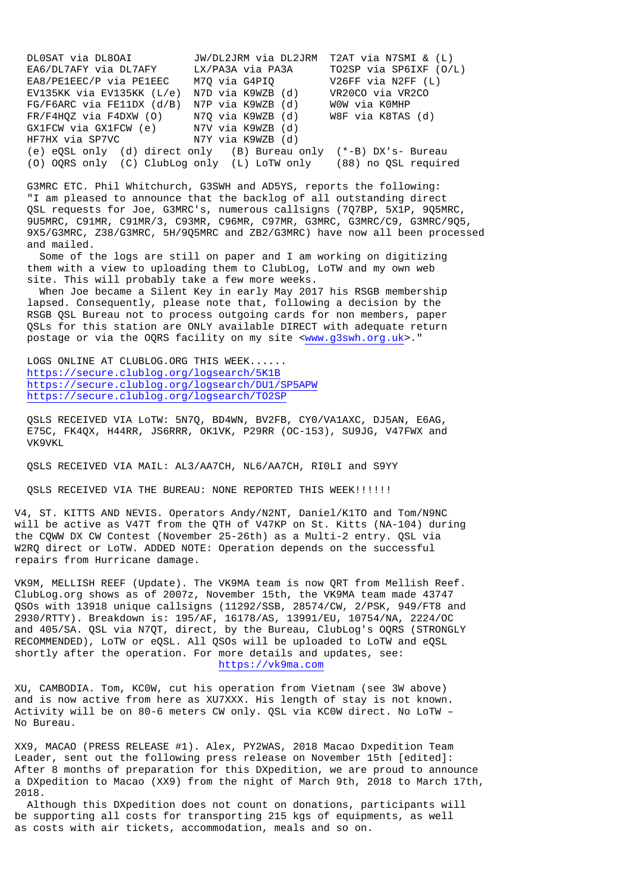| | | |
|---|---|---|
| DL0SAT via DL8OAI | JW/DL2JRM via DL2JRM | T2AT via N7SMI & (L) |
| EA6/DL7AFY via DL7AFY | LX/PA3A via PA3A | TO2SP via SP6IXF (O/L) |
| EA8/PE1EEC/P via PE1EEC | M7Q via G4PIQ | V26FF via N2FF (L) |
| EV135KK via EV135KK (L/e) | N7D via K9WZB (d) | VR20CO via VR2CO |
| FG/F6ARC via FE11DX (d/B) | N7P via K9WZB (d) | W0W via K0MHP |
| FR/F4HQZ via F4DXW (O) | N7Q via K9WZB (d) | W8F via K8TAS (d) |
| GX1FCW via GX1FCW (e) | N7V via K9WZB (d) | |
| HF7HX via SP7VC | N7Y via K9WZB (d) | |

(e) eQSL only (d) direct only (B) Bureau only (*-B) DX's- Bureau
(O) OQRS only (C) ClubLog only (L) LoTW only (88) no QSL required

G3MRC ETC. Phil Whitchurch, G3SWH and AD5YS, reports the following: "I am pleased to announce that the backlog of all outstanding direct QSL requests for Joe, G3MRC's, numerous callsigns (7Q7BP, 5X1P, 9Q5MRC, 9U5MRC, C91MR, C91MR/3, C93MR, C96MR, C97MR, G3MRC, G3MRC/C9, G3MRC/9Q5, 9X5/G3MRC, Z38/G3MRC, 5H/9Q5MRC and ZB2/G3MRC) have now all been processed and mailed.

Some of the logs are still on paper and I am working on digitizing them with a view to uploading them to ClubLog, LoTW and my own web site. This will probably take a few more weeks.

When Joe became a Silent Key in early May 2017 his RSGB membership lapsed. Consequently, please note that, following a decision by the RSGB QSL Bureau not to process outgoing cards for non members, paper QSLs for this station are ONLY available DIRECT with adequate return postage or via the OQRS facility on my site <www.g3swh.org.uk>."

LOGS ONLINE AT CLUBLOG.ORG THIS WEEK......
https://secure.clublog.org/logsearch/5K1B
https://secure.clublog.org/logsearch/DU1/SP5APW
https://secure.clublog.org/logsearch/TO2SP

QSLS RECEIVED VIA LoTW: 5N7Q, BD4WN, BV2FB, CY0/VA1AXC, DJ5AN, E6AG, E75C, FK4QX, H44RR, JS6RRR, OK1VK, P29RR (OC-153), SU9JG, V47FWX and VK9VKL

QSLS RECEIVED VIA MAIL: AL3/AA7CH, NL6/AA7CH, RI0LI and S9YY

QSLS RECEIVED VIA THE BUREAU: NONE REPORTED THIS WEEK!!!!!!

V4, ST. KITTS AND NEVIS. Operators Andy/N2NT, Daniel/K1TO and Tom/N9NC will be active as V47T from the QTH of V47KP on St. Kitts (NA-104) during the CQWW DX CW Contest (November 25-26th) as a Multi-2 entry. QSL via W2RQ direct or LoTW. ADDED NOTE: Operation depends on the successful repairs from Hurricane damage.

VK9M, MELLISH REEF (Update). The VK9MA team is now QRT from Mellish Reef. ClubLog.org shows as of 2007z, November 15th, the VK9MA team made 43747 QSOs with 13918 unique callsigns (11292/SSB, 28574/CW, 2/PSK, 949/FT8 and 2930/RTTY). Breakdown is: 195/AF, 16178/AS, 13991/EU, 10754/NA, 2224/OC and 405/SA. QSL via N7QT, direct, by the Bureau, ClubLog's OQRS (STRONGLY RECOMMENDED), LoTW or eQSL. All QSOs will be uploaded to LoTW and eQSL shortly after the operation. For more details and updates, see: https://vk9ma.com

XU, CAMBODIA. Tom, KC0W, cut his operation from Vietnam (see 3W above) and is now active from here as XU7XXX. His length of stay is not known. Activity will be on 80-6 meters CW only. QSL via KC0W direct. No LoTW – No Bureau.

XX9, MACAO (PRESS RELEASE #1). Alex, PY2WAS, 2018 Macao Dxpedition Team Leader, sent out the following press release on November 15th [edited]: After 8 months of preparation for this DXpedition, we are proud to announce a DXpedition to Macao (XX9) from the night of March 9th, 2018 to March 17th, 2018.

Although this DXpedition does not count on donations, participants will be supporting all costs for transporting 215 kgs of equipments, as well as costs with air tickets, accommodation, meals and so on.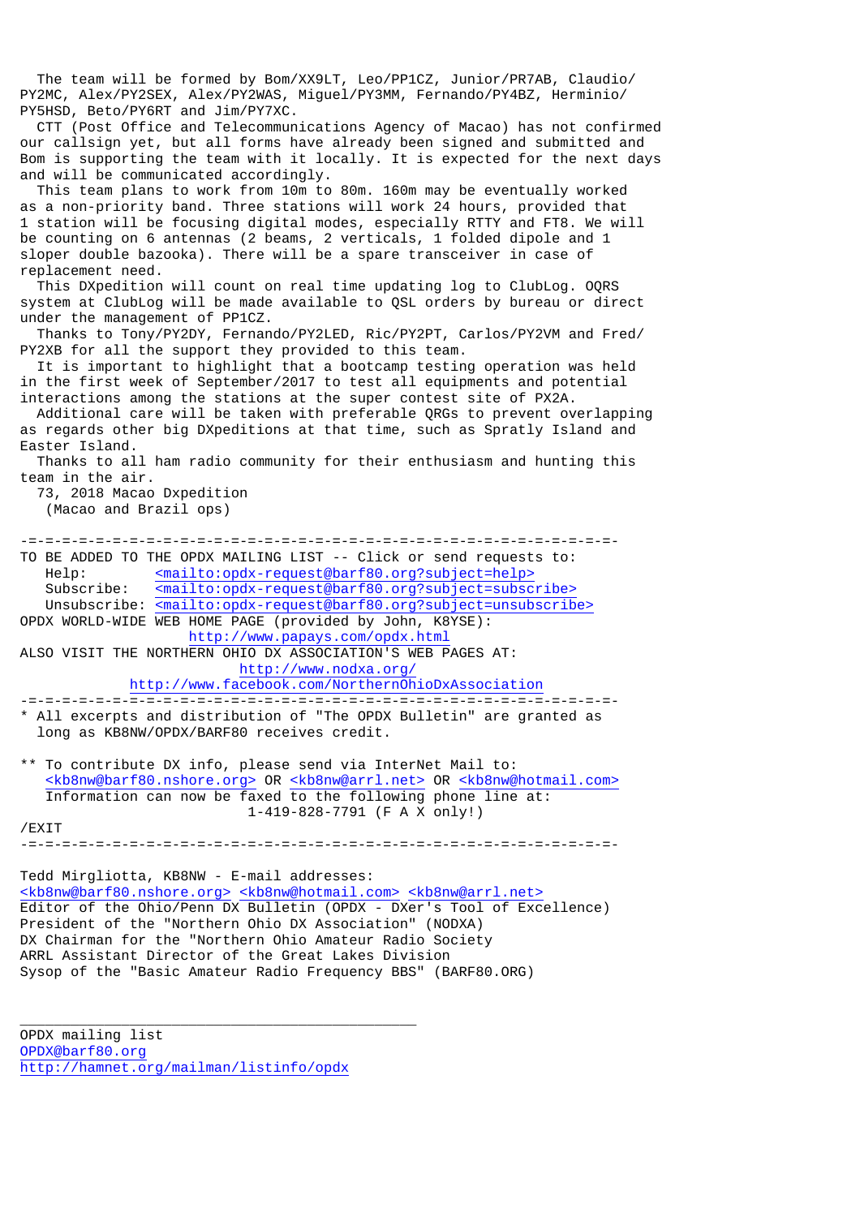The team will be formed by Bom/XX9LT, Leo/PP1CZ, Junior/PR7AB, Claudio/PY2MC, Alex/PY2SEX, Alex/PY2WAS, Miguel/PY3MM, Fernando/PY4BZ, Herminio/PY5HSD, Beto/PY6RT and Jim/PY7XC.

CTT (Post Office and Telecommunications Agency of Macao) has not confirmed our callsign yet, but all forms have already been signed and submitted and Bom is supporting the team with it locally. It is expected for the next days and will be communicated accordingly.

This team plans to work from 10m to 80m. 160m may be eventually worked as a non-priority band. Three stations will work 24 hours, provided that 1 station will be focusing digital modes, especially RTTY and FT8. We will be counting on 6 antennas (2 beams, 2 verticals, 1 folded dipole and 1 sloper double bazooka). There will be a spare transceiver in case of replacement need.

This DXpedition will count on real time updating log to ClubLog. OQRS system at ClubLog will be made available to QSL orders by bureau or direct under the management of PP1CZ.

Thanks to Tony/PY2DY, Fernando/PY2LED, Ric/PY2PT, Carlos/PY2VM and Fred/PY2XB for all the support they provided to this team.

It is important to highlight that a bootcamp testing operation was held in the first week of September/2017 to test all equipments and potential interactions among the stations at the super contest site of PX2A.

Additional care will be taken with preferable QRGs to prevent overlapping as regards other big DXpeditions at that time, such as Spratly Island and Easter Island.

Thanks to all ham radio community for their enthusiasm and hunting this team in the air.

73, 2018 Macao Dxpedition
(Macao and Brazil ops)

-=-=-=-=-=-=-=-=-=-=-=-=-=-=-=-=-=-=-=-=-=-=-=-=-=-=-=-=-=-=-=-=-=-=-=-=-=-

TO BE ADDED TO THE OPDX MAILING LIST -- Click or send requests to:
Help: <mailto:opdx-request@barf80.org?subject=help>
Subscribe: <mailto:opdx-request@barf80.org?subject=subscribe>
Unsubscribe: <mailto:opdx-request@barf80.org?subject=unsubscribe>
OPDX WORLD-WIDE WEB HOME PAGE (provided by John, K8YSE):
http://www.papays.com/opdx.html
ALSO VISIT THE NORTHERN OHIO DX ASSOCIATION'S WEB PAGES AT:
http://www.nodxa.org/
http://www.facebook.com/NorthernOhioDxAssociation

-=-=-=-=-=-=-=-=-=-=-=-=-=-=-=-=-=-=-=-=-=-=-=-=-=-=-=-=-=-=-=-=-=-=-=-=-=-

* All excerpts and distribution of "The OPDX Bulletin" are granted as long as KB8NW/OPDX/BARF80 receives credit.

** To contribute DX info, please send via InterNet Mail to:
<kb8nw@barf80.nshore.org> OR <kb8nw@arrl.net> OR <kb8nw@hotmail.com>
Information can now be faxed to the following phone line at:
1-419-828-7791 (F A X only!)

/EXIT

-=-=-=-=-=-=-=-=-=-=-=-=-=-=-=-=-=-=-=-=-=-=-=-=-=-=-=-=-=-=-=-=-=-=-=-=-=-

Tedd Mirgliotta, KB8NW - E-mail addresses:
<kb8nw@barf80.nshore.org> <kb8nw@hotmail.com> <kb8nw@arrl.net>
Editor of the Ohio/Penn DX Bulletin (OPDX - DXer's Tool of Excellence)
President of the "Northern Ohio DX Association" (NODXA)
DX Chairman for the "Northern Ohio Amateur Radio Society
ARRL Assistant Director of the Great Lakes Division
Sysop of the "Basic Amateur Radio Frequency BBS" (BARF80.ORG)

_______________________________________________
OPDX mailing list
OPDX@barf80.org
http://hamnet.org/mailman/listinfo/opdx